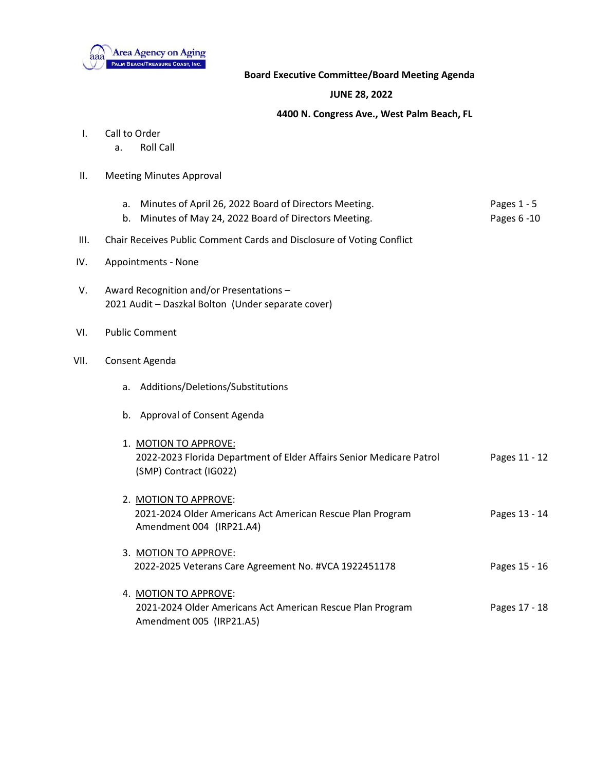Area Agency on Aging
PALM BEACH/TREASURE COAST, INC.

**Board Executive Committee/Board Meeting Agenda**

**JUNE 28, 2022**

**4400 N. Congress Ave., West Palm Beach, FL**

I. Call to Order
   a. Roll Call

II. Meeting Minutes Approval

   a. Minutes of April 26, 2022 Board of Directors Meeting. Pages 1 - 5
   b. Minutes of May 24, 2022 Board of Directors Meeting. Pages 6 -10

III. Chair Receives Public Comment Cards and Disclosure of Voting Conflict

IV. Appointments - None

V. Award Recognition and/or Presentations –
2021 Audit – Daszkal Bolton (Under separate cover)

VI. Public Comment

VII. Consent Agenda

   a. Additions/Deletions/Substitutions

   b. Approval of Consent Agenda

   1. MOTION TO APPROVE:
   2022-2023 Florida Department of Elder Affairs Senior Medicare Patrol (SMP) Contract (IG022) Pages 11 - 12

   2. MOTION TO APPROVE:
   2021-2024 Older Americans Act American Rescue Plan Program Amendment 004 (IRP21.A4) Pages 13 - 14

   3. MOTION TO APPROVE:
   2022-2025 Veterans Care Agreement No. #VCA 1922451178 Pages 15 - 16

   4. MOTION TO APPROVE:
   2021-2024 Older Americans Act American Rescue Plan Program Amendment 005 (IRP21.A5) Pages 17 - 18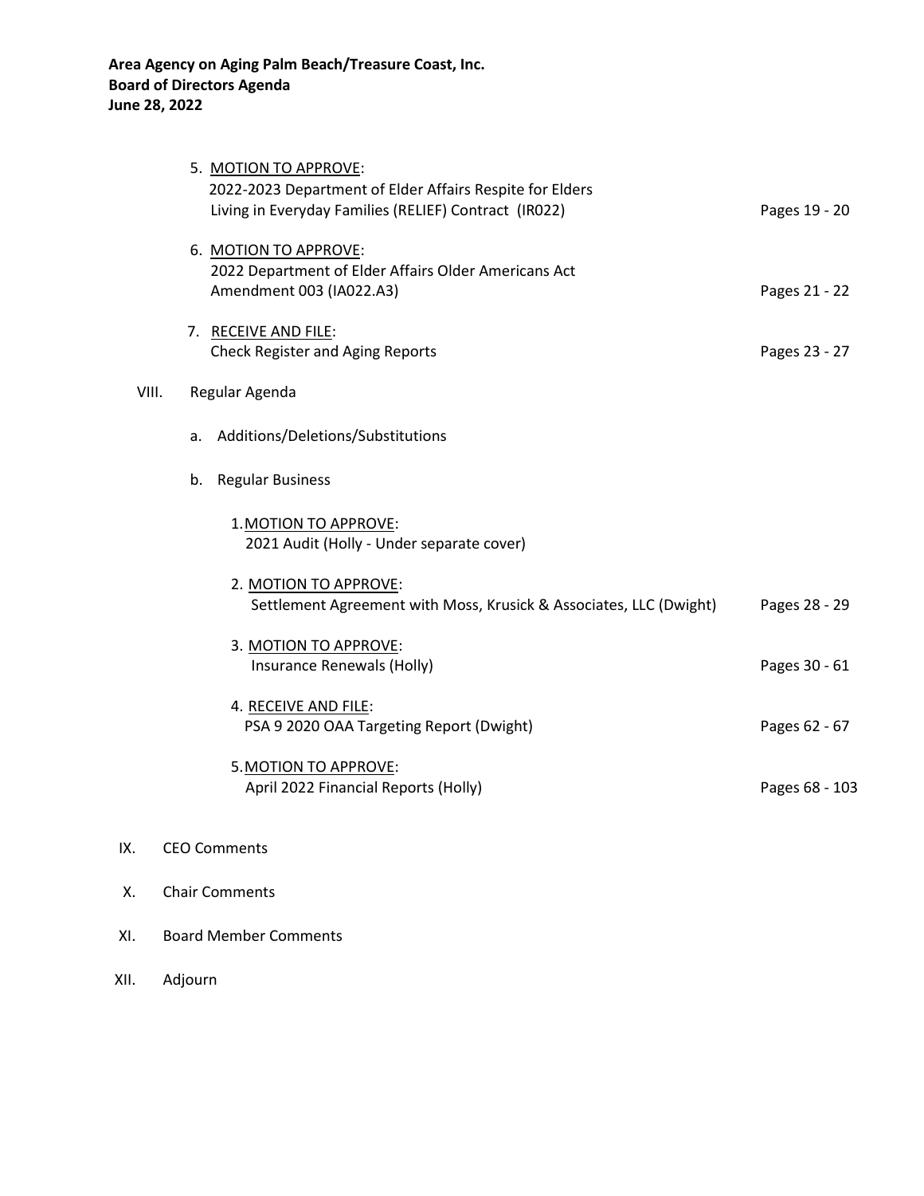**Area Agency on Aging Palm Beach/Treasure Coast, Inc.**
**Board of Directors Agenda**
**June 28, 2022**

5. MOTION TO APPROVE:
   2022-2023 Department of Elder Affairs Respite for Elders Living in Everyday Families (RELIEF) Contract (IR022) — Pages 19 - 20

6. MOTION TO APPROVE:
   2022 Department of Elder Affairs Older Americans Act Amendment 003 (IA022.A3) — Pages 21 - 22

7. RECEIVE AND FILE:
   Check Register and Aging Reports — Pages 23 - 27

VIII. Regular Agenda

a. Additions/Deletions/Substitutions

b. Regular Business

1. MOTION TO APPROVE:
   2021 Audit (Holly - Under separate cover)

2. MOTION TO APPROVE:
   Settlement Agreement with Moss, Krusick & Associates, LLC (Dwight) — Pages 28 - 29

3. MOTION TO APPROVE:
   Insurance Renewals (Holly) — Pages 30 - 61

4. RECEIVE AND FILE:
   PSA 9 2020 OAA Targeting Report (Dwight) — Pages 62 - 67

5. MOTION TO APPROVE:
   April 2022 Financial Reports (Holly) — Pages 68 - 103

IX. CEO Comments

X. Chair Comments

XI. Board Member Comments

XII. Adjourn